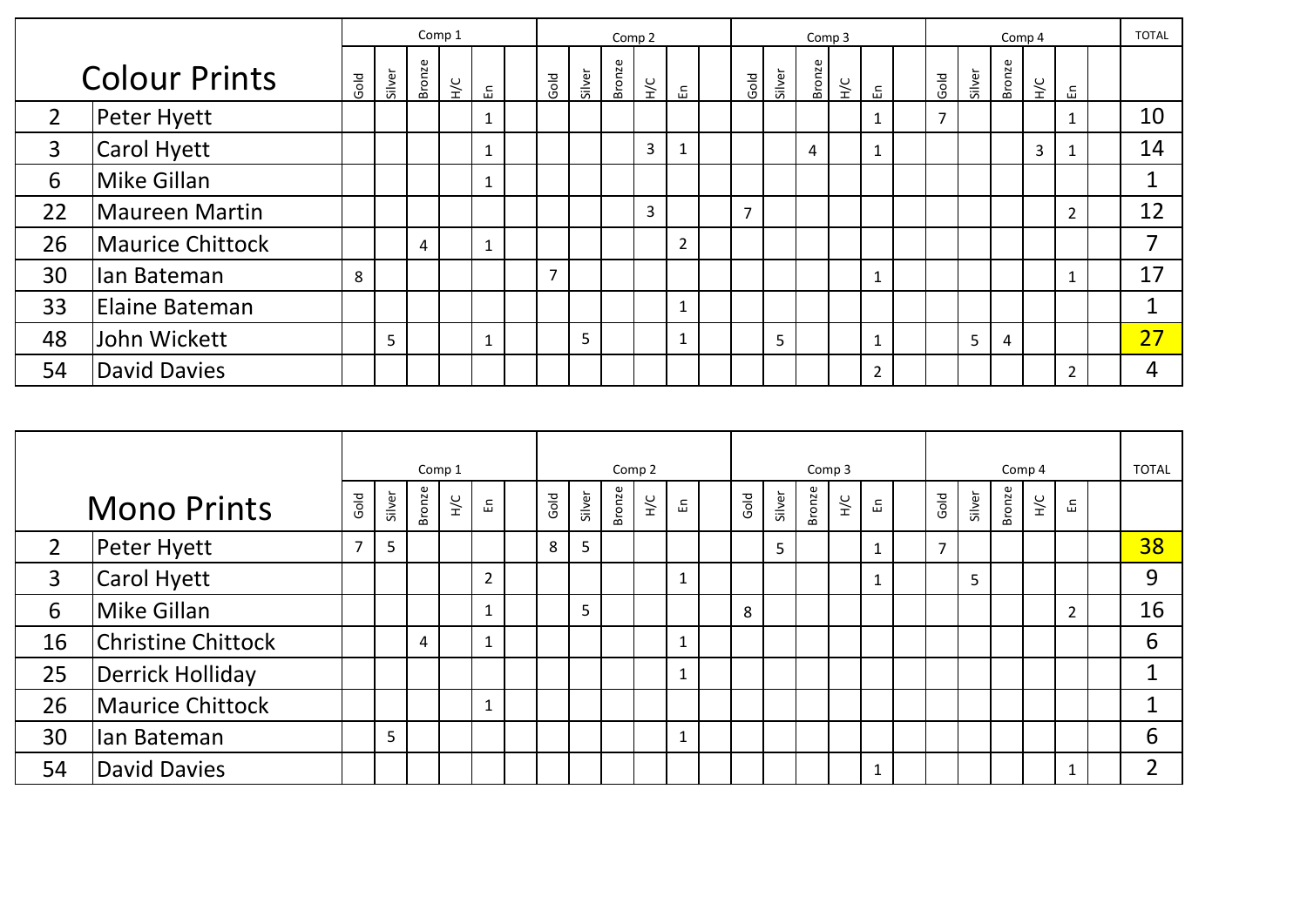| | Colour Prints | Comp 1 | | | | | | Comp 2 | | | | | | Comp 3 | | | | | | Comp 4 | | | | | | TOTAL |
|---|---|---|---|---|---|---|---|---|---|---|---|---|---|---|---|---|---|---|---|---|---|---|---|---|---|---|
| | | Gold | Silver | Bronze | H/C | En | | Gold | Silver | Bronze | H/C | En | | Gold | Silver | Bronze | H/C | En | | Gold | Silver | Bronze | H/C | En | | |
| 2 | Peter Hyett | | | | | 1 | | | | | | | | | | | | 1 | | 7 | | | | 1 | | 10 |
| 3 | Carol Hyett | | | | | 1 | | | | | 3 | 1 | | | | 4 | | 1 | | | | | 3 | 1 | | 14 |
| 6 | Mike Gillan | | | | | 1 | | | | | | | | | | | | | | | | | | | | 1 |
| 22 | Maureen Martin | | | | | | | | | | 3 | | | 7 | | | | | | | | | | 2 | | 12 |
| 26 | Maurice Chittock | | | 4 | | 1 | | | | | | 2 | | | | | | | | | | | | | | 7 |
| 30 | Ian Bateman | 8 | | | | | | 7 | | | | | | | | | | 1 | | | | | | 1 | | 17 |
| 33 | Elaine Bateman | | | | | | | | | | | 1 | | | | | | | | | | | | | | 1 |
| 48 | John Wickett | | 5 | | | 1 | | | 5 | | | 1 | | | 5 | | | 1 | | | 5 | 4 | | | | 27 |
| 54 | David Davies | | | | | | | | | | | | | | | | | 2 | | | | | | 2 | | 4 |

| | Mono Prints | Comp 1 | | | | | | Comp 2 | | | | | | Comp 3 | | | | | | Comp 4 | | | | | | TOTAL |
|---|---|---|---|---|---|---|---|---|---|---|---|---|---|---|---|---|---|---|---|---|---|---|---|---|---|---|
| | | Gold | Silver | Bronze | H/C | En | | Gold | Silver | Bronze | H/C | En | | Gold | Silver | Bronze | H/C | En | | Gold | Silver | Bronze | H/C | En | | |
| 2 | Peter Hyett | 7 | 5 | | | | | 8 | 5 | | | | | | 5 | | | 1 | | 7 | | | | | | 38 |
| 3 | Carol Hyett | | | | | 2 | | | | | | 1 | | | | | | 1 | | | 5 | | | | | 9 |
| 6 | Mike Gillan | | | | | 1 | | | 5 | | | | | 8 | | | | | | | | | | 2 | | 16 |
| 16 | Christine Chittock | | | 4 | | 1 | | | | | | 1 | | | | | | | | | | | | | | 6 |
| 25 | Derrick Holliday | | | | | | | | | | | 1 | | | | | | | | | | | | | | 1 |
| 26 | Maurice Chittock | | | | | 1 | | | | | | | | | | | | | | | | | | | | 1 |
| 30 | Ian Bateman | | 5 | | | | | | | | | 1 | | | | | | | | | | | | | | 6 |
| 54 | David Davies | | | | | | | | | | | | | | | | | 1 | | | | | | 1 | | 2 |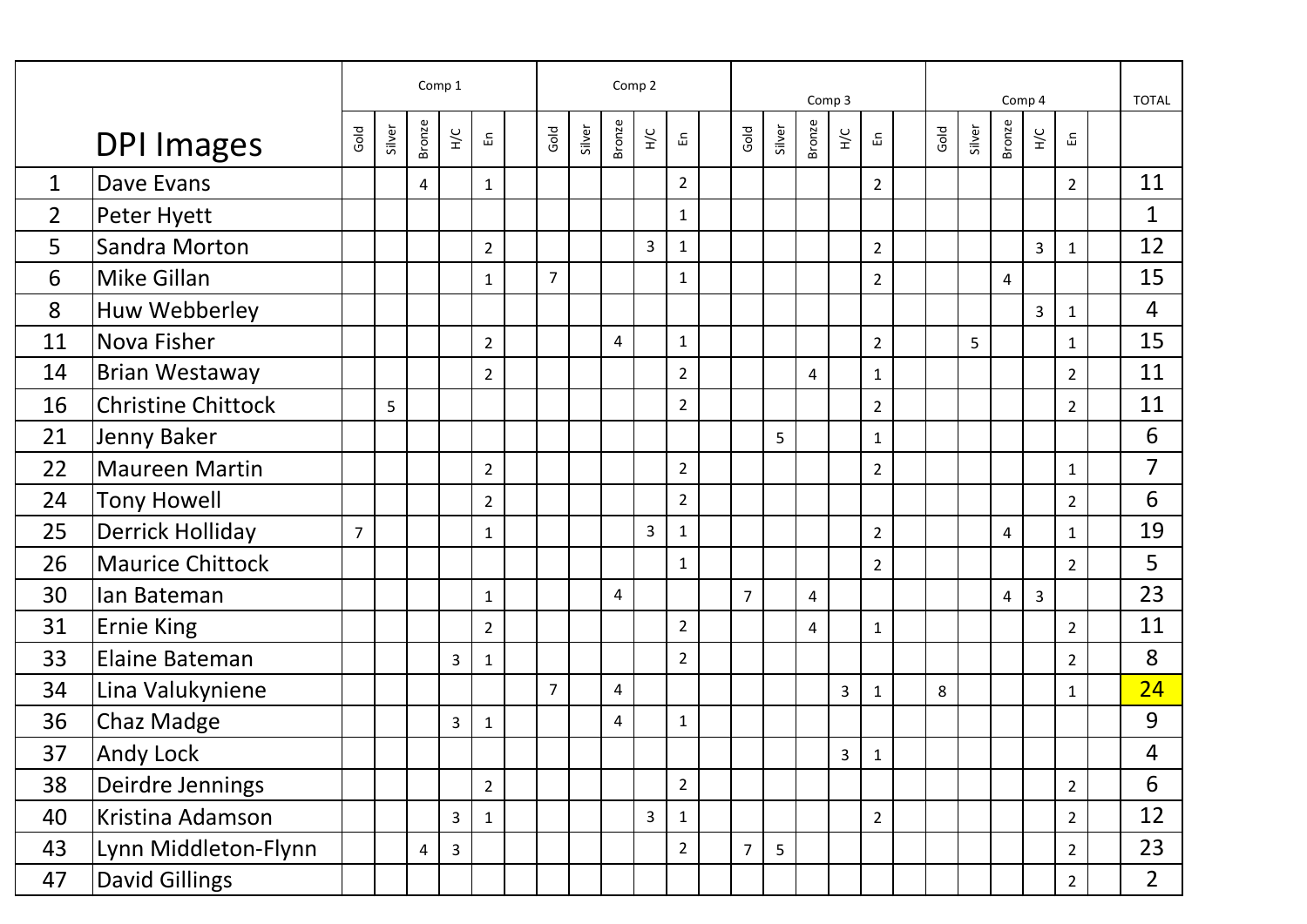| | | Comp 1 | | | | | | Comp 2 | | | | | | Comp 3 | | | | | | Comp 4 | | | | | | TOTAL |
|---|---|---|---|---|---|---|---|---|---|---|---|---|---|---|---|---|---|---|---|---|---|---|---|---|---|---|
| | DPI Images | Gold | Silver | Bronze | H/C | En | | Gold | Silver | Bronze | H/C | En | | Gold | Silver | Bronze | H/C | En | | Gold | Silver | Bronze | H/C | En | | |
| 1 | Dave Evans | | | 4 | | 1 | | | | | | 2 | | | | | | 2 | | | | | | 2 | | 11 |
| 2 | Peter Hyett | | | | | | | | | | | 1 | | | | | | | | | | | | | | 1 |
| 5 | Sandra Morton | | | | | 2 | | | | | 3 | 1 | | | | | | 2 | | | | | 3 | 1 | | 12 |
| 6 | Mike Gillan | | | | | 1 | | 7 | | | | 1 | | | | | | 2 | | | | 4 | | | | 15 |
| 8 | Huw Webberley | | | | | | | | | | | | | | | | | | | | | | 3 | 1 | | 4 |
| 11 | Nova Fisher | | | | | 2 | | | | 4 | | 1 | | | | | | 2 | | | 5 | | | 1 | | 15 |
| 14 | Brian Westaway | | | | | 2 | | | | | | 2 | | | | 4 | | 1 | | | | | | 2 | | 11 |
| 16 | Christine Chittock | | 5 | | | | | | | | | 2 | | | | | | 2 | | | | | | 2 | | 11 |
| 21 | Jenny Baker | | | | | | | | | | | | | | 5 | | | 1 | | | | | | | | 6 |
| 22 | Maureen Martin | | | | | 2 | | | | | | 2 | | | | | | 2 | | | | | | 1 | | 7 |
| 24 | Tony Howell | | | | | 2 | | | | | | 2 | | | | | | | | | | | | 2 | | 6 |
| 25 | Derrick Holliday | 7 | | | | 1 | | | | | 3 | 1 | | | | | | 2 | | | | 4 | | 1 | | 19 |
| 26 | Maurice Chittock | | | | | | | | | | | 1 | | | | | | 2 | | | | | | 2 | | 5 |
| 30 | Ian Bateman | | | | | 1 | | | | 4 | | | | 7 | | 4 | | | | | | 4 | 3 | | | 23 |
| 31 | Ernie King | | | | | 2 | | | | | | 2 | | | | 4 | | 1 | | | | | | 2 | | 11 |
| 33 | Elaine Bateman | | | | 3 | 1 | | | | | | 2 | | | | | | | | | | | | 2 | | 8 |
| 34 | Lina Valukyniene | | | | | | | 7 | | 4 | | | | | | | 3 | 1 | | 8 | | | | 1 | | 24 |
| 36 | Chaz Madge | | | | 3 | 1 | | | | 4 | | 1 | | | | | | | | | | | | | | 9 |
| 37 | Andy Lock | | | | | | | | | | | | | | | | 3 | 1 | | | | | | | | 4 |
| 38 | Deirdre Jennings | | | | | 2 | | | | | | 2 | | | | | | | | | | | | 2 | | 6 |
| 40 | Kristina Adamson | | | | 3 | 1 | | | | | 3 | 1 | | | | | | 2 | | | | | | 2 | | 12 |
| 43 | Lynn Middleton-Flynn | | | 4 | 3 | | | | | | | 2 | | 7 | 5 | | | | | | | | | 2 | | 23 |
| 47 | David Gillings | | | | | | | | | | | | | | | | | | | | | | | 2 | | 2 |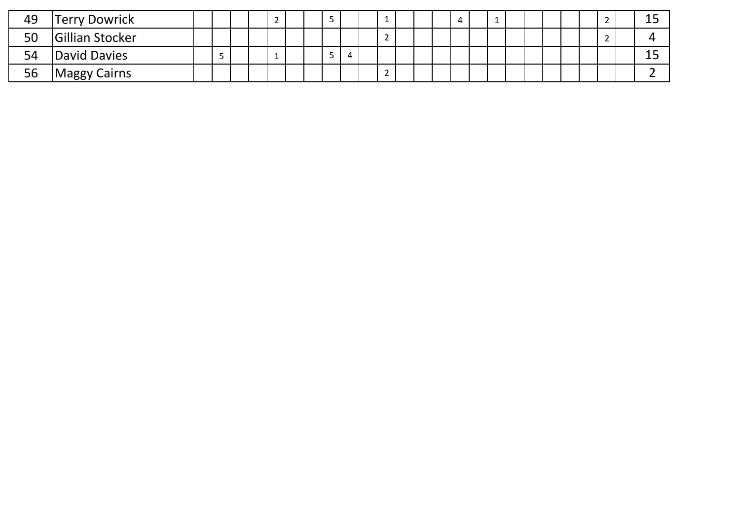| | | | | | | | | | | | | | | | | | | | | | | | | | | |
|---|---|---|---|---|---|---|---|---|---|---|---|---|---|---|---|---|---|---|---|---|---|---|---|---|---|---|
| 49 | Terry Dowrick | | | | | 2 | | | 5 | | | 1 | | | | 4 | | 1 | | | | | | 2 | | 15 |
| 50 | Gillian Stocker | | | | | | | | | | | 2 | | | | | | | | | | | | 2 | | 4 |
| 54 | David Davies | | 5 | | | 1 | | | 5 | 4 | | | | | | | | | | | | | | | | 15 |
| 56 | Maggy Cairns | | | | | | | | | | | 2 | | | | | | | | | | | | | | 2 |